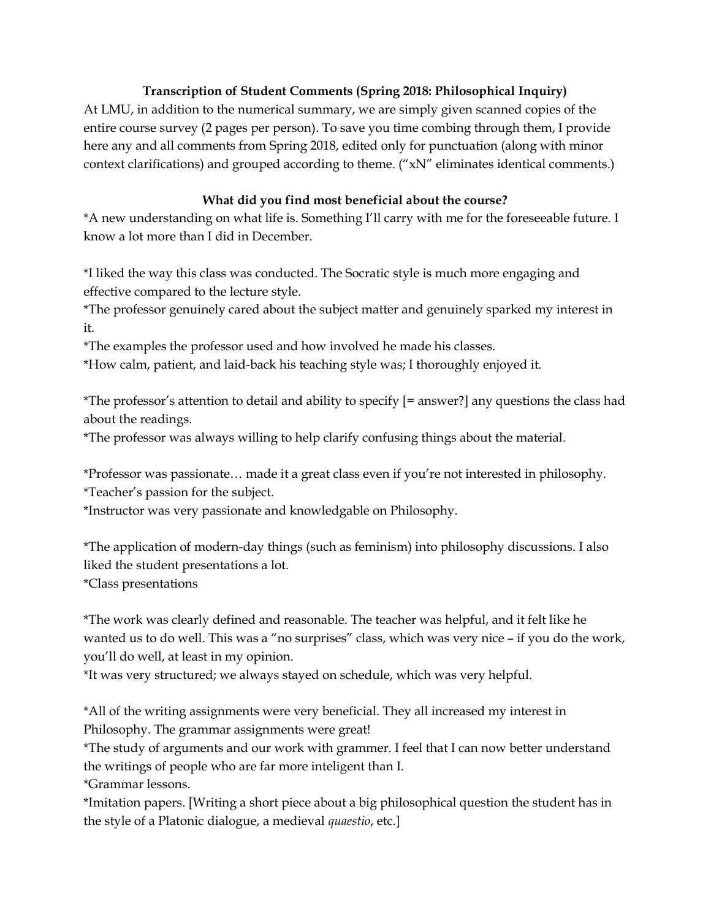**Transcription of Student Comments (Spring 2018: Philosophical Inquiry)**

At LMU, in addition to the numerical summary, we are simply given scanned copies of the entire course survey (2 pages per person). To save you time combing through them, I provide here any and all comments from Spring 2018, edited only for punctuation (along with minor context clarifications) and grouped according to theme. ("xN" eliminates identical comments.)

**What did you find most beneficial about the course?**

*A new understanding on what life is. Something I'll carry with me for the foreseeable future. I know a lot more than I did in December.

*I liked the way this class was conducted. The Socratic style is much more engaging and effective compared to the lecture style.
*The professor genuinely cared about the subject matter and genuinely sparked my interest in it.
*The examples the professor used and how involved he made his classes.
*How calm, patient, and laid-back his teaching style was; I thoroughly enjoyed it.

*The professor's attention to detail and ability to specify [= answer?] any questions the class had about the readings.
*The professor was always willing to help clarify confusing things about the material.

*Professor was passionate… made it a great class even if you're not interested in philosophy.
*Teacher's passion for the subject.
*Instructor was very passionate and knowledgable on Philosophy.

*The application of modern-day things (such as feminism) into philosophy discussions. I also liked the student presentations a lot.
*Class presentations

*The work was clearly defined and reasonable. The teacher was helpful, and it felt like he wanted us to do well. This was a "no surprises" class, which was very nice – if you do the work, you'll do well, at least in my opinion.
*It was very structured; we always stayed on schedule, which was very helpful.

*All of the writing assignments were very beneficial. They all increased my interest in Philosophy. The grammar assignments were great!
*The study of arguments and our work with grammer. I feel that I can now better understand the writings of people who are far more inteligent than I.
*Grammar lessons.
*Imitation papers. [Writing a short piece about a big philosophical question the student has in the style of a Platonic dialogue, a medieval *quaestio*, etc.]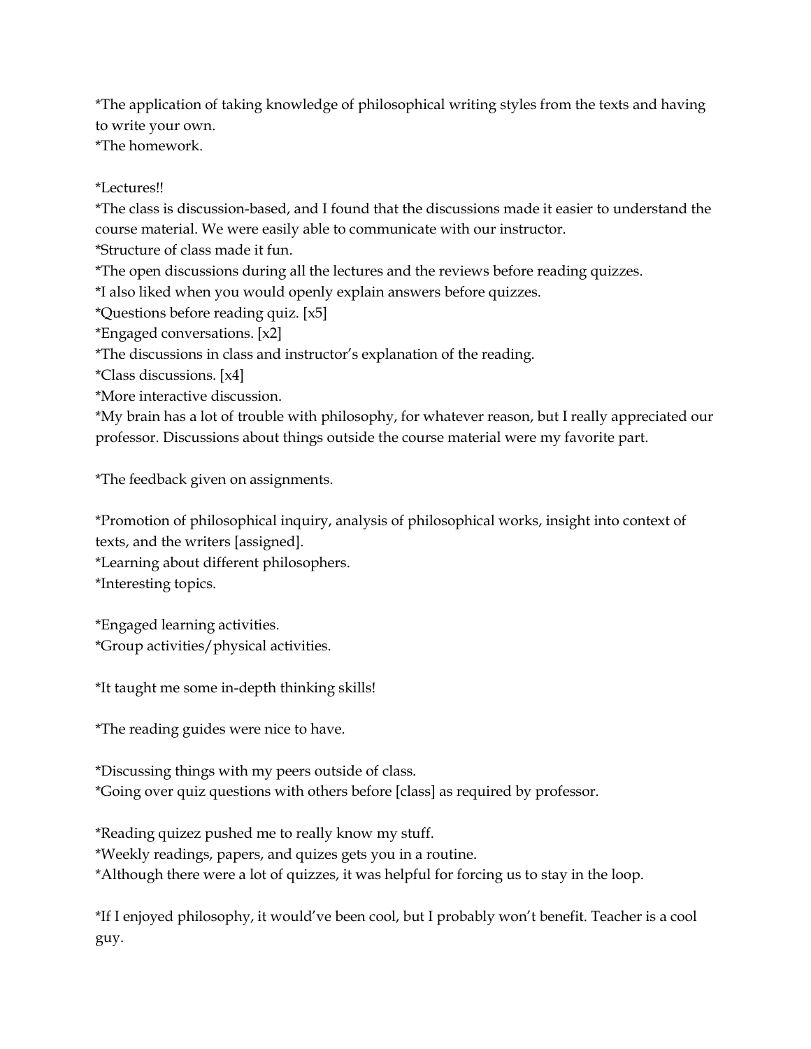*The application of taking knowledge of philosophical writing styles from the texts and having to write your own.
*The homework.

*Lectures!!
*The class is discussion-based, and I found that the discussions made it easier to understand the course material. We were easily able to communicate with our instructor.
*Structure of class made it fun.
*The open discussions during all the lectures and the reviews before reading quizzes.
*I also liked when you would openly explain answers before quizzes.
*Questions before reading quiz. [x5]
*Engaged conversations. [x2]
*The discussions in class and instructor's explanation of the reading.
*Class discussions. [x4]
*More interactive discussion.
*My brain has a lot of trouble with philosophy, for whatever reason, but I really appreciated our professor. Discussions about things outside the course material were my favorite part.

*The feedback given on assignments.

*Promotion of philosophical inquiry, analysis of philosophical works, insight into context of texts, and the writers [assigned].
*Learning about different philosophers.
*Interesting topics.

*Engaged learning activities.
*Group activities/physical activities.

*It taught me some in-depth thinking skills!

*The reading guides were nice to have.

*Discussing things with my peers outside of class.
*Going over quiz questions with others before [class] as required by professor.

*Reading quizez pushed me to really know my stuff.
*Weekly readings, papers, and quizes gets you in a routine.
*Although there were a lot of quizzes, it was helpful for forcing us to stay in the loop.

*If I enjoyed philosophy, it would've been cool, but I probably won't benefit. Teacher is a cool guy.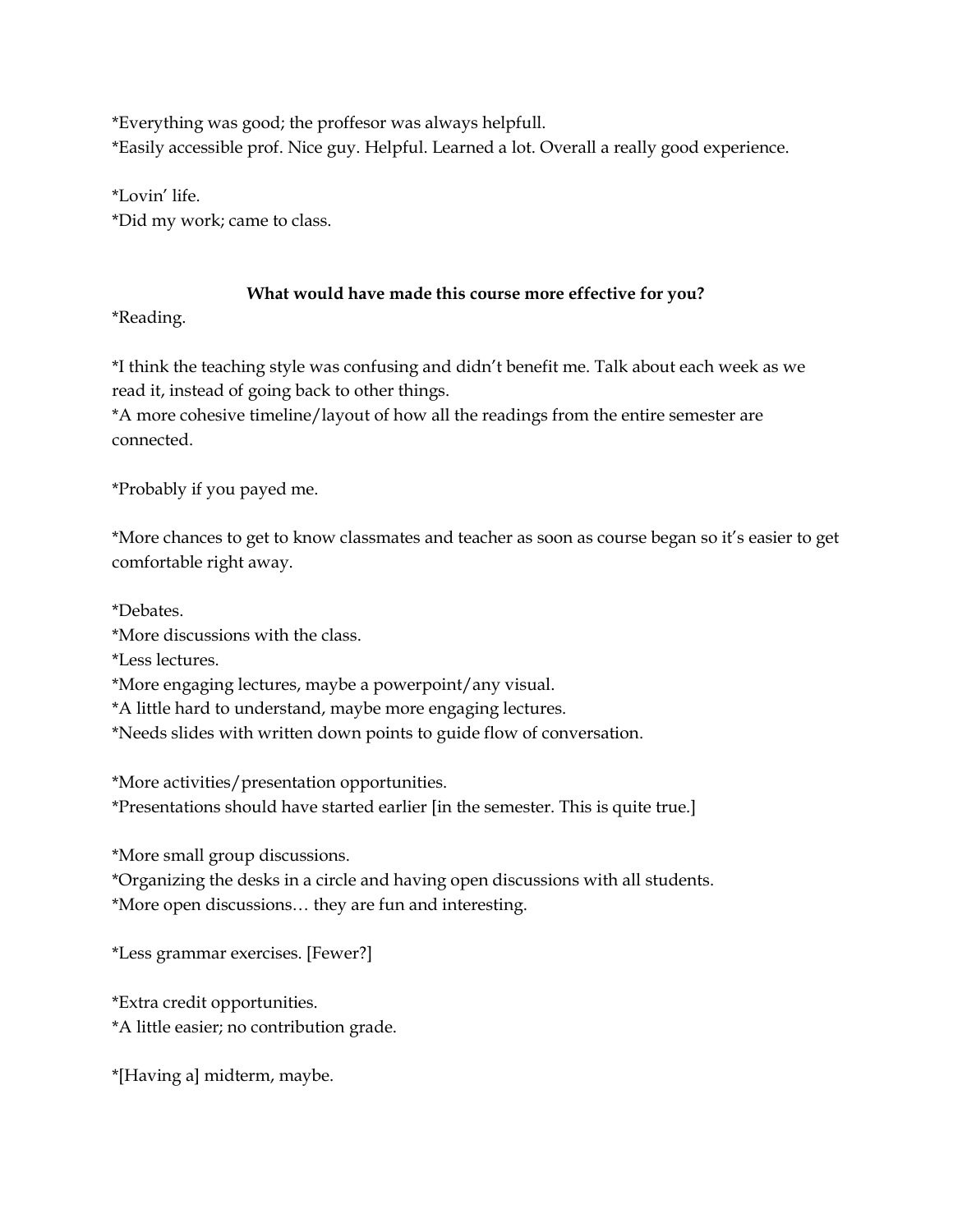*Everything was good; the proffesor was always helpfull.
*Easily accessible prof. Nice guy. Helpful. Learned a lot. Overall a really good experience.

*Lovin' life.
*Did my work; came to class.

**What would have made this course more effective for you?**

*Reading.

*I think the teaching style was confusing and didn't benefit me. Talk about each week as we read it, instead of going back to other things.
*A more cohesive timeline/layout of how all the readings from the entire semester are connected.

*Probably if you payed me.

*More chances to get to know classmates and teacher as soon as course began so it's easier to get comfortable right away.

*Debates.
*More discussions with the class.
*Less lectures.
*More engaging lectures, maybe a powerpoint/any visual.
*A little hard to understand, maybe more engaging lectures.
*Needs slides with written down points to guide flow of conversation.

*More activities/presentation opportunities.
*Presentations should have started earlier [in the semester. This is quite true.]

*More small group discussions.
*Organizing the desks in a circle and having open discussions with all students.
*More open discussions… they are fun and interesting.

*Less grammar exercises. [Fewer?]

*Extra credit opportunities.
*A little easier; no contribution grade.

*[Having a] midterm, maybe.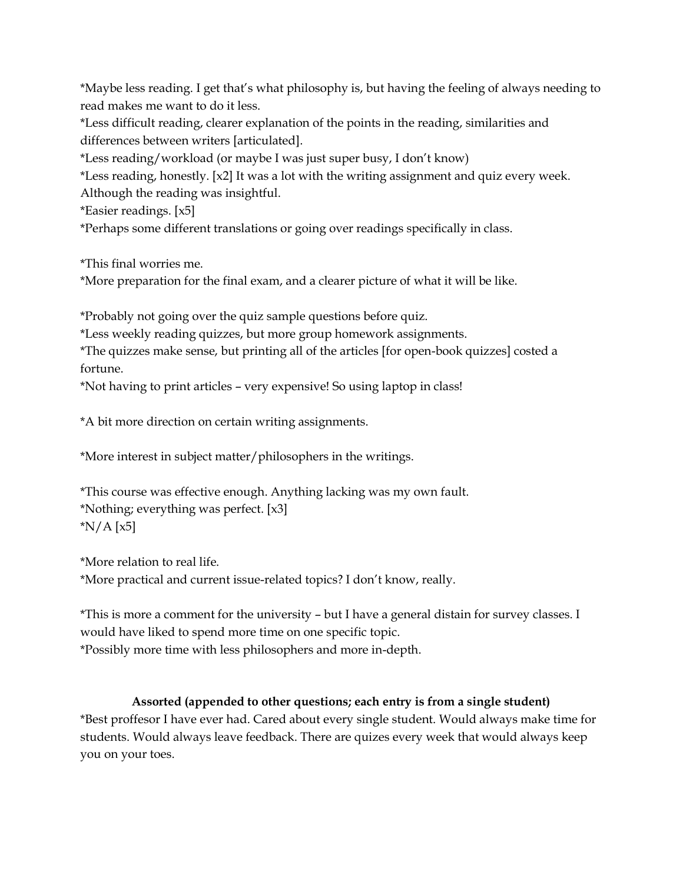*Maybe less reading. I get that's what philosophy is, but having the feeling of always needing to read makes me want to do it less.
*Less difficult reading, clearer explanation of the points in the reading, similarities and differences between writers [articulated].
*Less reading/workload (or maybe I was just super busy, I don't know)
*Less reading, honestly. [x2] It was a lot with the writing assignment and quiz every week. Although the reading was insightful.
*Easier readings. [x5]
*Perhaps some different translations or going over readings specifically in class.

*This final worries me.
*More preparation for the final exam, and a clearer picture of what it will be like.

*Probably not going over the quiz sample questions before quiz.
*Less weekly reading quizzes, but more group homework assignments.
*The quizzes make sense, but printing all of the articles [for open-book quizzes] costed a fortune.
*Not having to print articles – very expensive! So using laptop in class!

*A bit more direction on certain writing assignments.

*More interest in subject matter/philosophers in the writings.

*This course was effective enough. Anything lacking was my own fault.
*Nothing; everything was perfect. [x3]
*N/A [x5]

*More relation to real life.
*More practical and current issue-related topics? I don't know, really.

*This is more a comment for the university – but I have a general distain for survey classes. I would have liked to spend more time on one specific topic.
*Possibly more time with less philosophers and more in-depth.

**Assorted (appended to other questions; each entry is from a single student)**

*Best proffesor I have ever had. Cared about every single student. Would always make time for students. Would always leave feedback. There are quizes every week that would always keep you on your toes.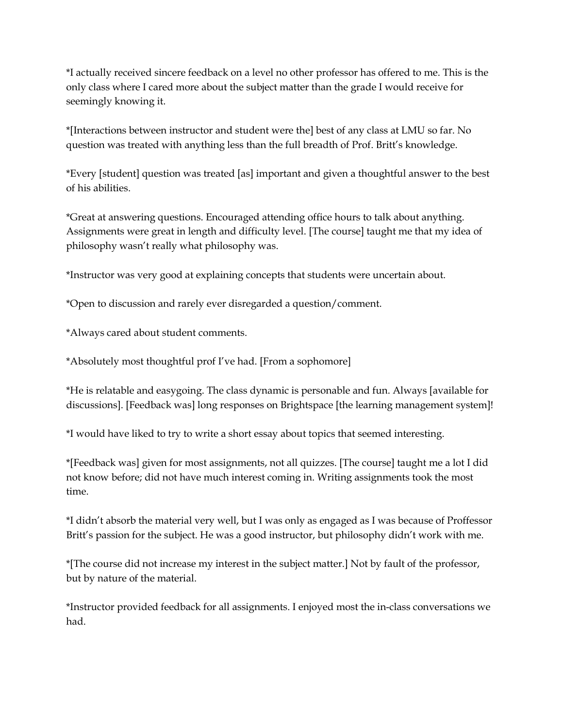*I actually received sincere feedback on a level no other professor has offered to me. This is the only class where I cared more about the subject matter than the grade I would receive for seemingly knowing it.

*[Interactions between instructor and student were the] best of any class at LMU so far. No question was treated with anything less than the full breadth of Prof. Britt's knowledge.

*Every [student] question was treated [as] important and given a thoughtful answer to the best of his abilities.

*Great at answering questions. Encouraged attending office hours to talk about anything. Assignments were great in length and difficulty level. [The course] taught me that my idea of philosophy wasn't really what philosophy was.

*Instructor was very good at explaining concepts that students were uncertain about.

*Open to discussion and rarely ever disregarded a question/comment.

*Always cared about student comments.

*Absolutely most thoughtful prof I've had. [From a sophomore]

*He is relatable and easygoing. The class dynamic is personable and fun. Always [available for discussions]. [Feedback was] long responses on Brightspace [the learning management system]!

*I would have liked to try to write a short essay about topics that seemed interesting.

*[Feedback was] given for most assignments, not all quizzes. [The course] taught me a lot I did not know before; did not have much interest coming in. Writing assignments took the most time.

*I didn't absorb the material very well, but I was only as engaged as I was because of Proffessor Britt's passion for the subject. He was a good instructor, but philosophy didn't work with me.

*[The course did not increase my interest in the subject matter.] Not by fault of the professor, but by nature of the material.

*Instructor provided feedback for all assignments. I enjoyed most the in-class conversations we had.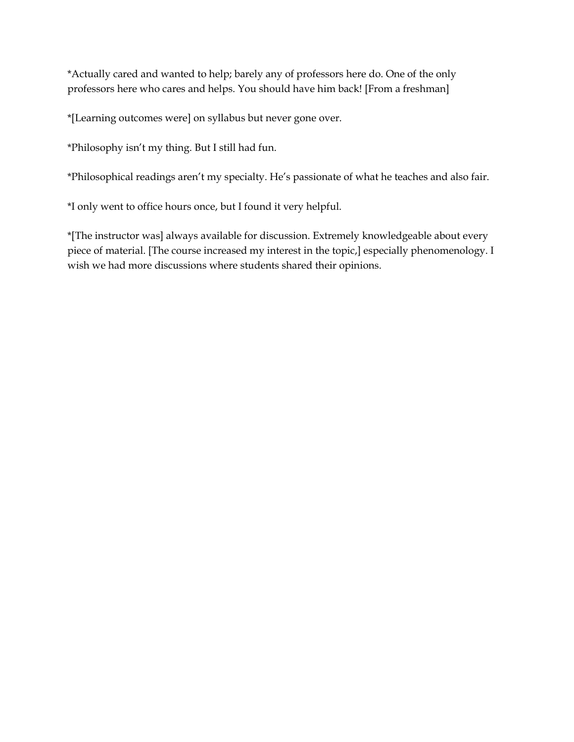*Actually cared and wanted to help; barely any of professors here do. One of the only professors here who cares and helps. You should have him back! [From a freshman]

*[Learning outcomes were] on syllabus but never gone over.

*Philosophy isn't my thing. But I still had fun.

*Philosophical readings aren't my specialty. He's passionate of what he teaches and also fair.

*I only went to office hours once, but I found it very helpful.

*[The instructor was] always available for discussion. Extremely knowledgeable about every piece of material. [The course increased my interest in the topic,] especially phenomenology. I wish we had more discussions where students shared their opinions.